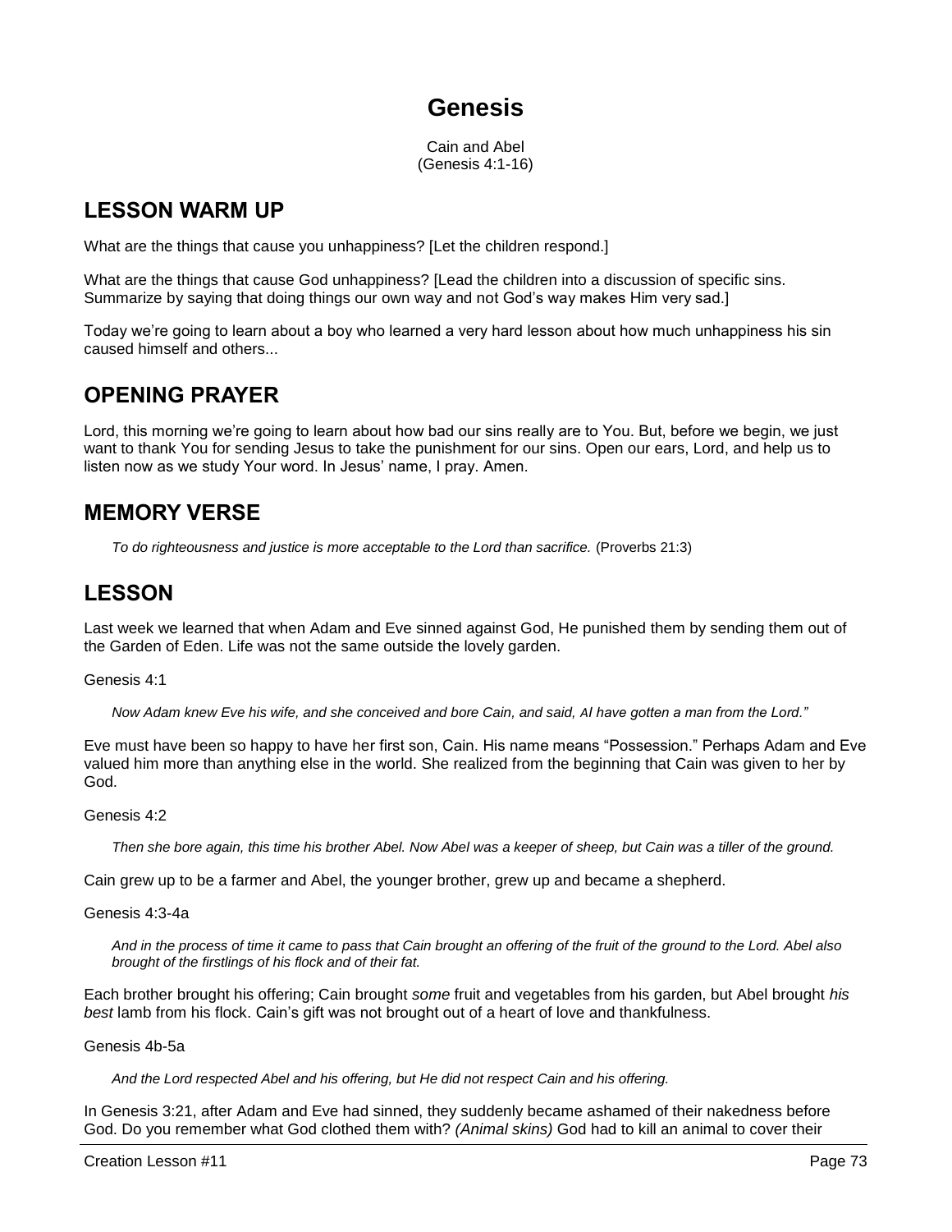# Genesis

Cain and Abel
(Genesis 4:1-16)

## LESSON WARM UP

What are the things that cause you unhappiness? [Let the children respond.]

What are the things that cause God unhappiness? [Lead the children into a discussion of specific sins. Summarize by saying that doing things our own way and not God's way makes Him very sad.]

Today we're going to learn about a boy who learned a very hard lesson about how much unhappiness his sin caused himself and others...

## OPENING PRAYER

Lord, this morning we're going to learn about how bad our sins really are to You. But, before we begin, we just want to thank You for sending Jesus to take the punishment for our sins. Open our ears, Lord, and help us to listen now as we study Your word. In Jesus' name, I pray. Amen.

## MEMORY VERSE

> *To do righteousness and justice is more acceptable to the Lord than sacrifice.* (Proverbs 21:3)

## LESSON

Last week we learned that when Adam and Eve sinned against God, He punished them by sending them out of the Garden of Eden. Life was not the same outside the lovely garden.

Genesis 4:1

> *Now Adam knew Eve his wife, and she conceived and bore Cain, and said, AI have gotten a man from the Lord."*

Eve must have been so happy to have her first son, Cain. His name means "Possession." Perhaps Adam and Eve valued him more than anything else in the world. She realized from the beginning that Cain was given to her by God.

Genesis 4:2

> *Then she bore again, this time his brother Abel. Now Abel was a keeper of sheep, but Cain was a tiller of the ground.*

Cain grew up to be a farmer and Abel, the younger brother, grew up and became a shepherd.

Genesis 4:3-4a

> *And in the process of time it came to pass that Cain brought an offering of the fruit of the ground to the Lord. Abel also brought of the firstlings of his flock and of their fat.*

Each brother brought his offering; Cain brought *some* fruit and vegetables from his garden, but Abel brought *his best* lamb from his flock. Cain's gift was not brought out of a heart of love and thankfulness.

Genesis 4b-5a

> *And the Lord respected Abel and his offering, but He did not respect Cain and his offering.*

In Genesis 3:21, after Adam and Eve had sinned, they suddenly became ashamed of their nakedness before God. Do you remember what God clothed them with? *(Animal skins)* God had to kill an animal to cover their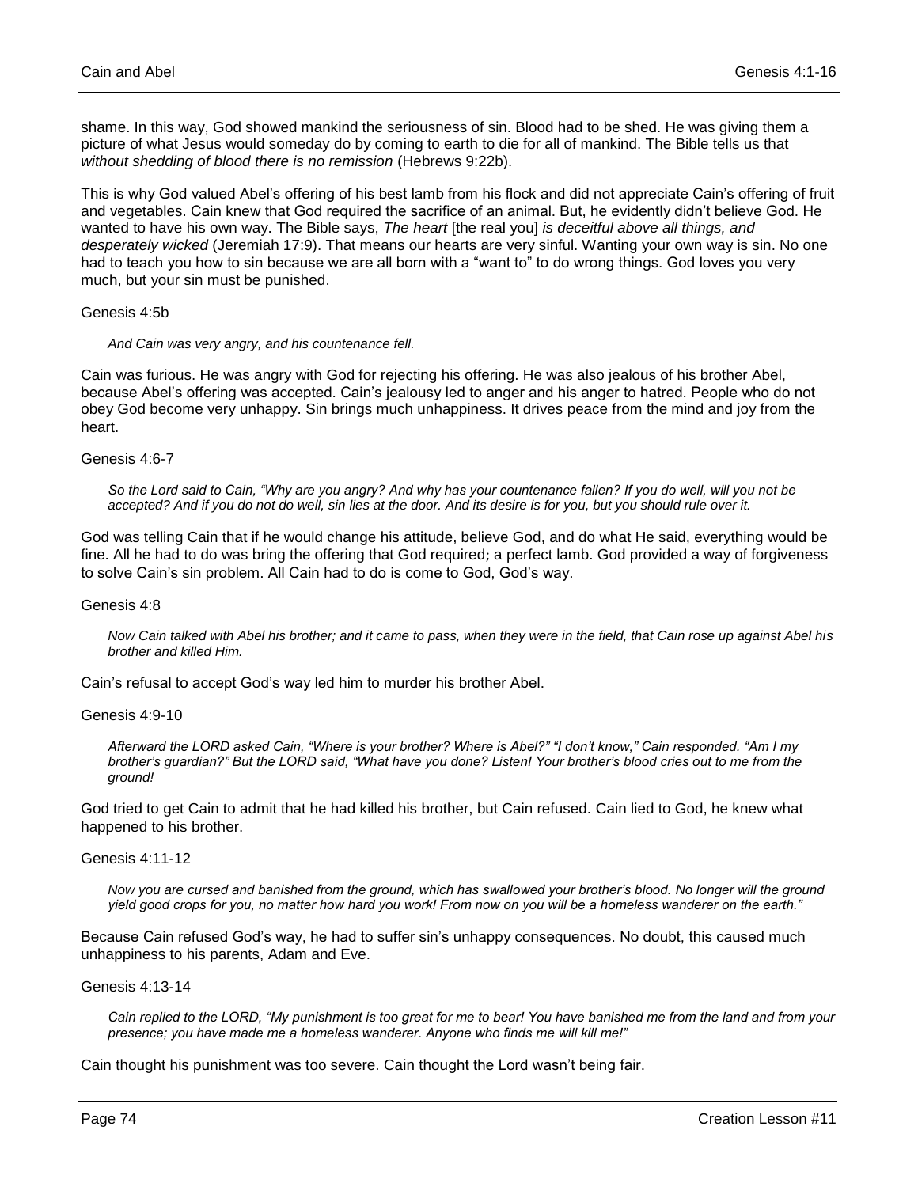shame. In this way, God showed mankind the seriousness of sin. Blood had to be shed. He was giving them a picture of what Jesus would someday do by coming to earth to die for all of mankind. The Bible tells us that *without shedding of blood there is no remission* (Hebrews 9:22b).

This is why God valued Abel's offering of his best lamb from his flock and did not appreciate Cain's offering of fruit and vegetables. Cain knew that God required the sacrifice of an animal. But, he evidently didn't believe God. He wanted to have his own way. The Bible says, *The heart* [the real you] *is deceitful above all things, and desperately wicked* (Jeremiah 17:9). That means our hearts are very sinful. Wanting your own way is sin. No one had to teach you how to sin because we are all born with a "want to" to do wrong things. God loves you very much, but your sin must be punished.

Genesis 4:5b

> *And Cain was very angry, and his countenance fell.*

Cain was furious. He was angry with God for rejecting his offering. He was also jealous of his brother Abel, because Abel's offering was accepted. Cain's jealousy led to anger and his anger to hatred. People who do not obey God become very unhappy. Sin brings much unhappiness. It drives peace from the mind and joy from the heart.

Genesis 4:6-7

> *So the Lord said to Cain, "Why are you angry? And why has your countenance fallen? If you do well, will you not be accepted? And if you do not do well, sin lies at the door. And its desire is for you, but you should rule over it.*

God was telling Cain that if he would change his attitude, believe God, and do what He said, everything would be fine. All he had to do was bring the offering that God required; a perfect lamb. God provided a way of forgiveness to solve Cain's sin problem. All Cain had to do is come to God, God's way.

Genesis 4:8

> *Now Cain talked with Abel his brother; and it came to pass, when they were in the field, that Cain rose up against Abel his brother and killed Him.*

Cain's refusal to accept God's way led him to murder his brother Abel.

Genesis 4:9-10

> *Afterward the LORD asked Cain, "Where is your brother? Where is Abel?" "I don't know," Cain responded. "Am I my brother's guardian?" But the LORD said, "What have you done? Listen! Your brother's blood cries out to me from the ground!*

God tried to get Cain to admit that he had killed his brother, but Cain refused. Cain lied to God, he knew what happened to his brother.

Genesis 4:11-12

> *Now you are cursed and banished from the ground, which has swallowed your brother's blood. No longer will the ground yield good crops for you, no matter how hard you work! From now on you will be a homeless wanderer on the earth."*

Because Cain refused God's way, he had to suffer sin's unhappy consequences. No doubt, this caused much unhappiness to his parents, Adam and Eve.

Genesis 4:13-14

> *Cain replied to the LORD, "My punishment is too great for me to bear! You have banished me from the land and from your presence; you have made me a homeless wanderer. Anyone who finds me will kill me!"*

Cain thought his punishment was too severe. Cain thought the Lord wasn't being fair.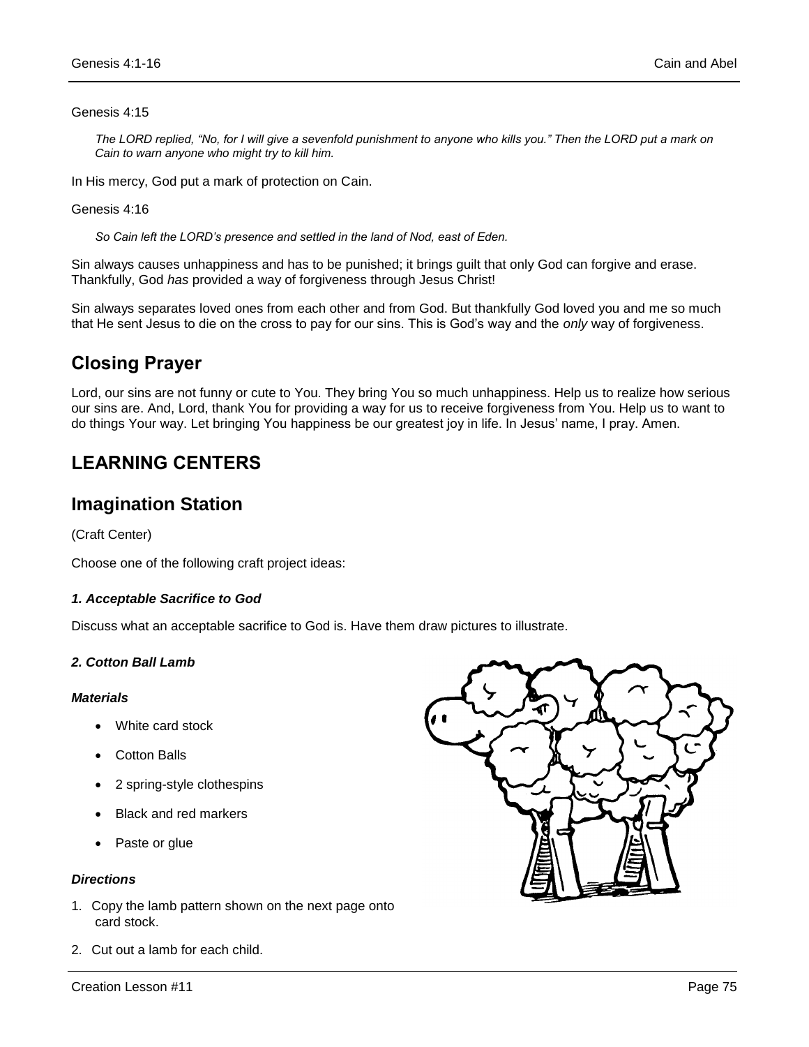Genesis 4:15

> *The LORD replied, "No, for I will give a sevenfold punishment to anyone who kills you." Then the LORD put a mark on Cain to warn anyone who might try to kill him.*

In His mercy, God put a mark of protection on Cain.

Genesis 4:16

> *So Cain left the LORD's presence and settled in the land of Nod, east of Eden.*

Sin always causes unhappiness and has to be punished; it brings guilt that only God can forgive and erase. Thankfully, God *has* provided a way of forgiveness through Jesus Christ!

Sin always separates loved ones from each other and from God. But thankfully God loved you and me so much that He sent Jesus to die on the cross to pay for our sins. This is God's way and the *only* way of forgiveness.

## Closing Prayer

Lord, our sins are not funny or cute to You. They bring You so much unhappiness. Help us to realize how serious our sins are. And, Lord, thank You for providing a way for us to receive forgiveness from You. Help us to want to do things Your way. Let bringing You happiness be our greatest joy in life. In Jesus' name, I pray. Amen.

# LEARNING CENTERS

## Imagination Station

(Craft Center)

Choose one of the following craft project ideas:

#### *1. Acceptable Sacrifice to God*

Discuss what an acceptable sacrifice to God is. Have them draw pictures to illustrate.

#### *2. Cotton Ball Lamb*

***Materials***

- White card stock
- Cotton Balls
- 2 spring-style clothespins
- Black and red markers
- Paste or glue

***Directions***

1. Copy the lamb pattern shown on the next page onto card stock.
2. Cut out a lamb for each child.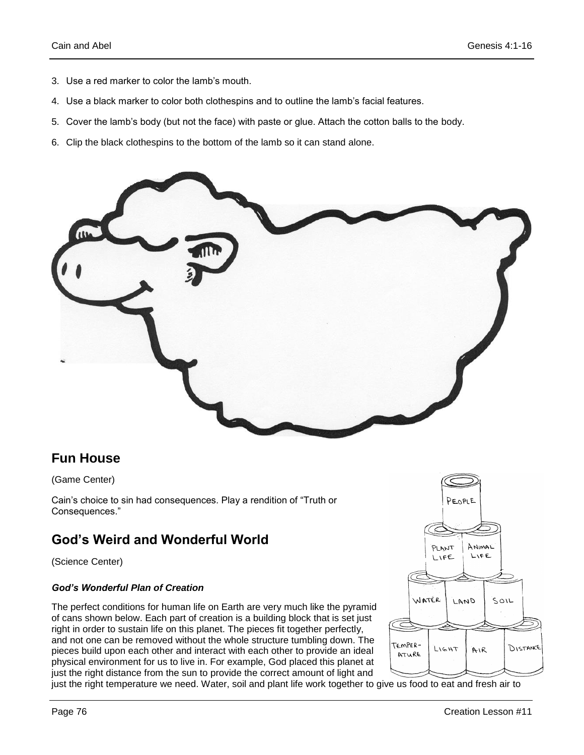3. Use a red marker to color the lamb's mouth.
4. Use a black marker to color both clothespins and to outline the lamb's facial features.
5. Cover the lamb's body (but not the face) with paste or glue. Attach the cotton balls to the body.
6. Clip the black clothespins to the bottom of the lamb so it can stand alone.

## Fun House

(Game Center)

Cain's choice to sin had consequences. Play a rendition of "Truth or Consequences."

## God's Weird and Wonderful World

(Science Center)

### *God's Wonderful Plan of Creation*

The perfect conditions for human life on Earth are very much like the pyramid of cans shown below. Each part of creation is a building block that is set just right in order to sustain life on this planet. The pieces fit together perfectly, and not one can be removed without the whole structure tumbling down. The pieces build upon each other and interact with each other to provide an ideal physical environment for us to live in. For example, God placed this planet at just the right distance from the sun to provide the correct amount of light and just the right temperature we need. Water, soil and plant life work together to give us food to eat and fresh air to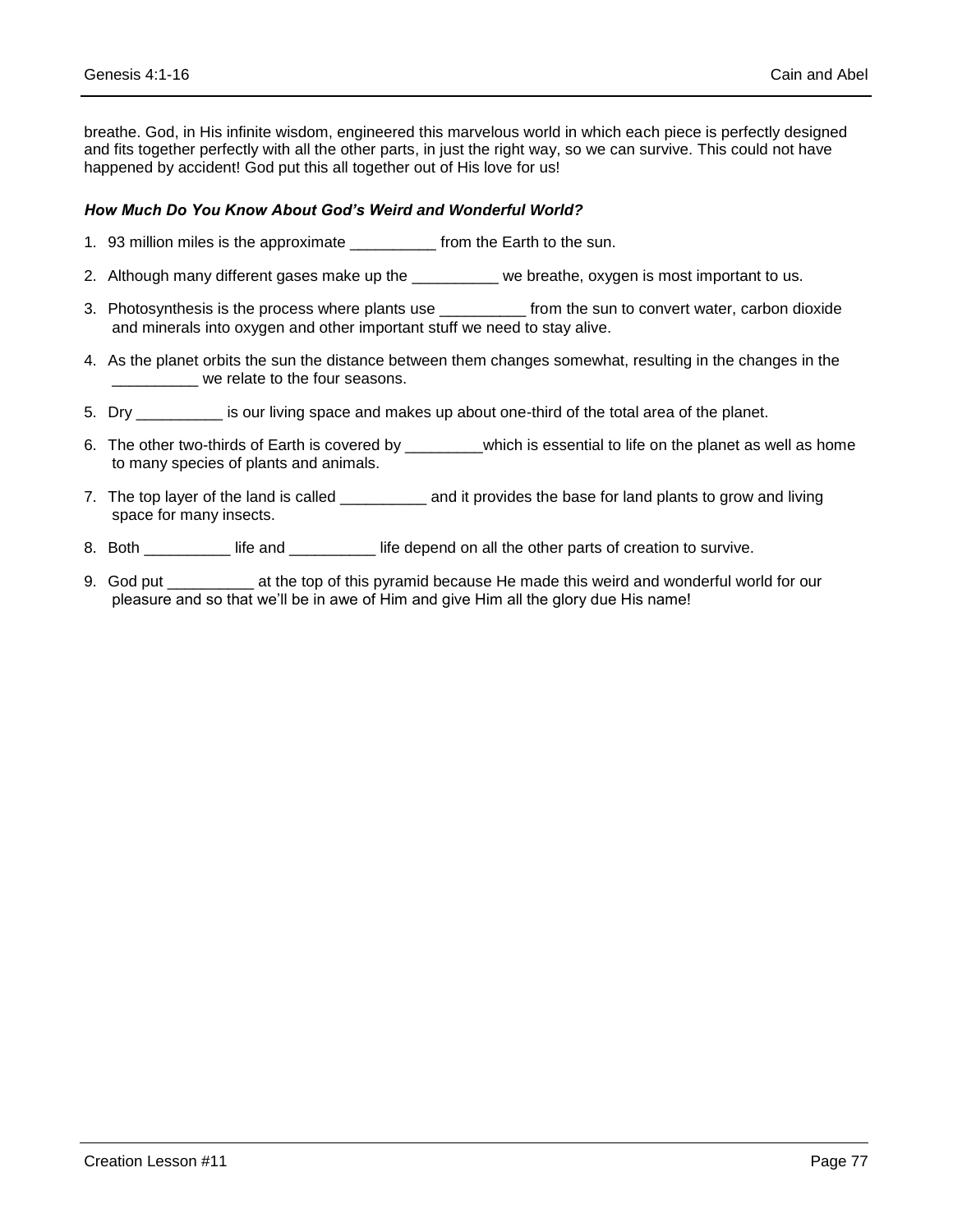breathe. God, in His infinite wisdom, engineered this marvelous world in which each piece is perfectly designed and fits together perfectly with all the other parts, in just the right way, so we can survive. This could not have happened by accident! God put this all together out of His love for us!

***How Much Do You Know About God's Weird and Wonderful World?***

1. 93 million miles is the approximate __________ from the Earth to the sun.
2. Although many different gases make up the __________ we breathe, oxygen is most important to us.
3. Photosynthesis is the process where plants use __________ from the sun to convert water, carbon dioxide and minerals into oxygen and other important stuff we need to stay alive.
4. As the planet orbits the sun the distance between them changes somewhat, resulting in the changes in the __________ we relate to the four seasons.
5. Dry __________ is our living space and makes up about one-third of the total area of the planet.
6. The other two-thirds of Earth is covered by _________which is essential to life on the planet as well as home to many species of plants and animals.
7. The top layer of the land is called __________ and it provides the base for land plants to grow and living space for many insects.
8. Both __________ life and __________ life depend on all the other parts of creation to survive.
9. God put __________ at the top of this pyramid because He made this weird and wonderful world for our pleasure and so that we'll be in awe of Him and give Him all the glory due His name!